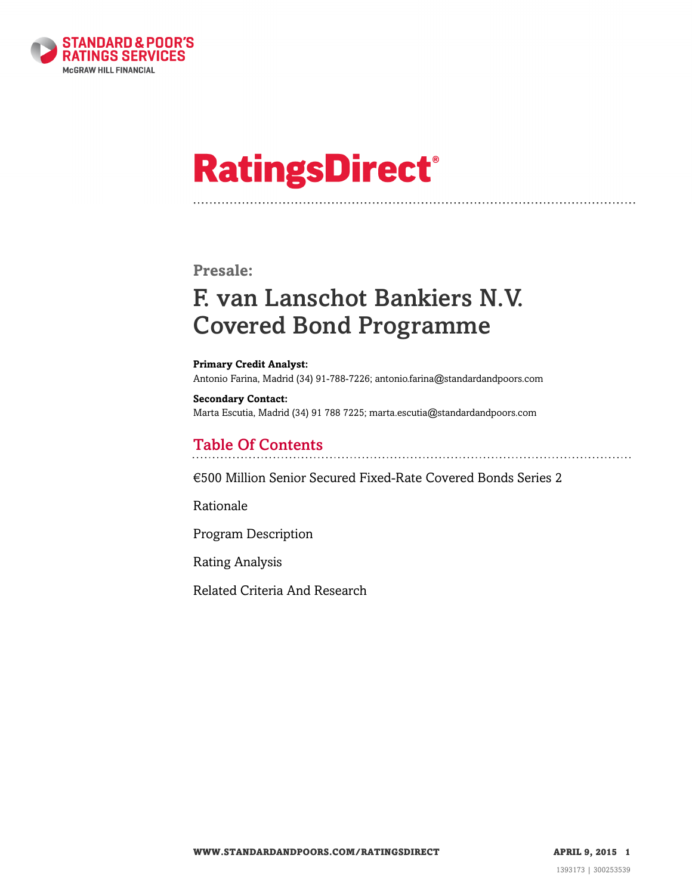# RatingsDirect®

**Presale:**

# F. van Lanschot Bankiers N.V. Covered Bond Programme

**Primary Credit Analyst:**
Antonio Farina, Madrid (34) 91-788-7226; antonio.farina@standardandpoors.com

**Secondary Contact:**
Marta Escutia, Madrid (34) 91 788 7225; marta.escutia@standardandpoors.com

## Table Of Contents

€500 Million Senior Secured Fixed-Rate Covered Bonds Series 2

Rationale

Program Description

Rating Analysis

Related Criteria And Research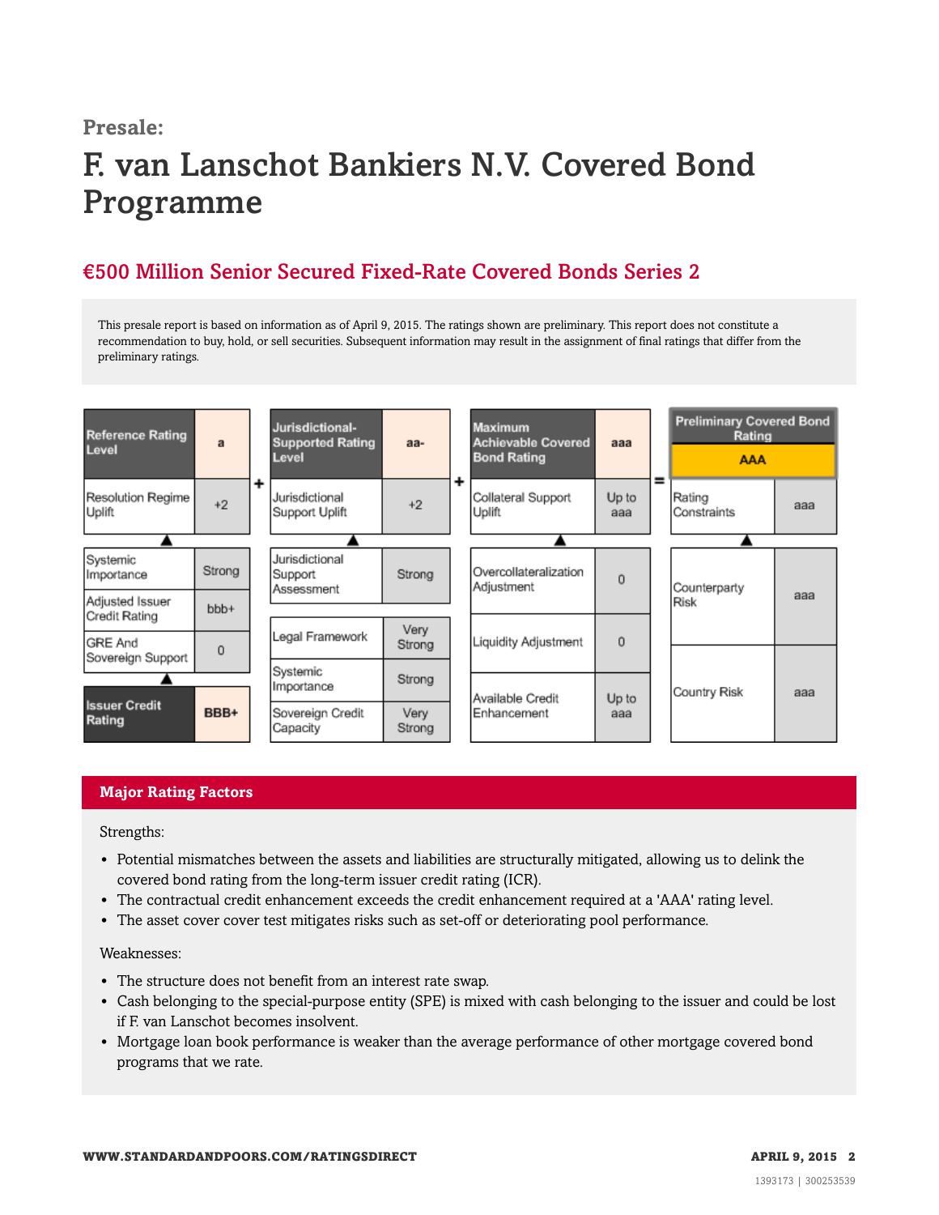Presale:

# F. van Lanschot Bankiers N.V. Covered Bond Programme

## €500 Million Senior Secured Fixed-Rate Covered Bonds Series 2

This presale report is based on information as of April 9, 2015. The ratings shown are preliminary. This report does not constitute a recommendation to buy, hold, or sell securities. Subsequent information may result in the assignment of final ratings that differ from the preliminary ratings.

| Reference Rating Level | a |
|---|---|
| Resolution Regime Uplift | +2 |
| Systemic Importance | Strong |
| Adjusted Issuer Credit Rating | bbb+ |
| GRE And Sovereign Support | 0 |
| Issuer Credit Rating | BBB+ |

+

| Jurisdictional-Supported Rating Level | aa- |
|---|---|
| Jurisdictional Support Uplift | +2 |
| Jurisdictional Support Assessment | Strong |
| Legal Framework | Very Strong |
| Systemic Importance | Strong |
| Sovereign Credit Capacity | Very Strong |

+

| Maximum Achievable Covered Bond Rating | aaa |
|---|---|
| Collateral Support Uplift | Up to aaa |
| Overcollateralization Adjustment | 0 |
| Liquidity Adjustment | 0 |
| Available Credit Enhancement | Up to aaa |

=

| Preliminary Covered Bond Rating | AAA |
|---|---|
| Rating Constraints | aaa |
| Counterparty Risk | aaa |
| Country Risk | aaa |

## Major Rating Factors

Strengths:

- Potential mismatches between the assets and liabilities are structurally mitigated, allowing us to delink the covered bond rating from the long-term issuer credit rating (ICR).
- The contractual credit enhancement exceeds the credit enhancement required at a 'AAA' rating level.
- The asset cover cover test mitigates risks such as set-off or deteriorating pool performance.

Weaknesses:

- The structure does not benefit from an interest rate swap.
- Cash belonging to the special-purpose entity (SPE) is mixed with cash belonging to the issuer and could be lost if F. van Lanschot becomes insolvent.
- Mortgage loan book performance is weaker than the average performance of other mortgage covered bond programs that we rate.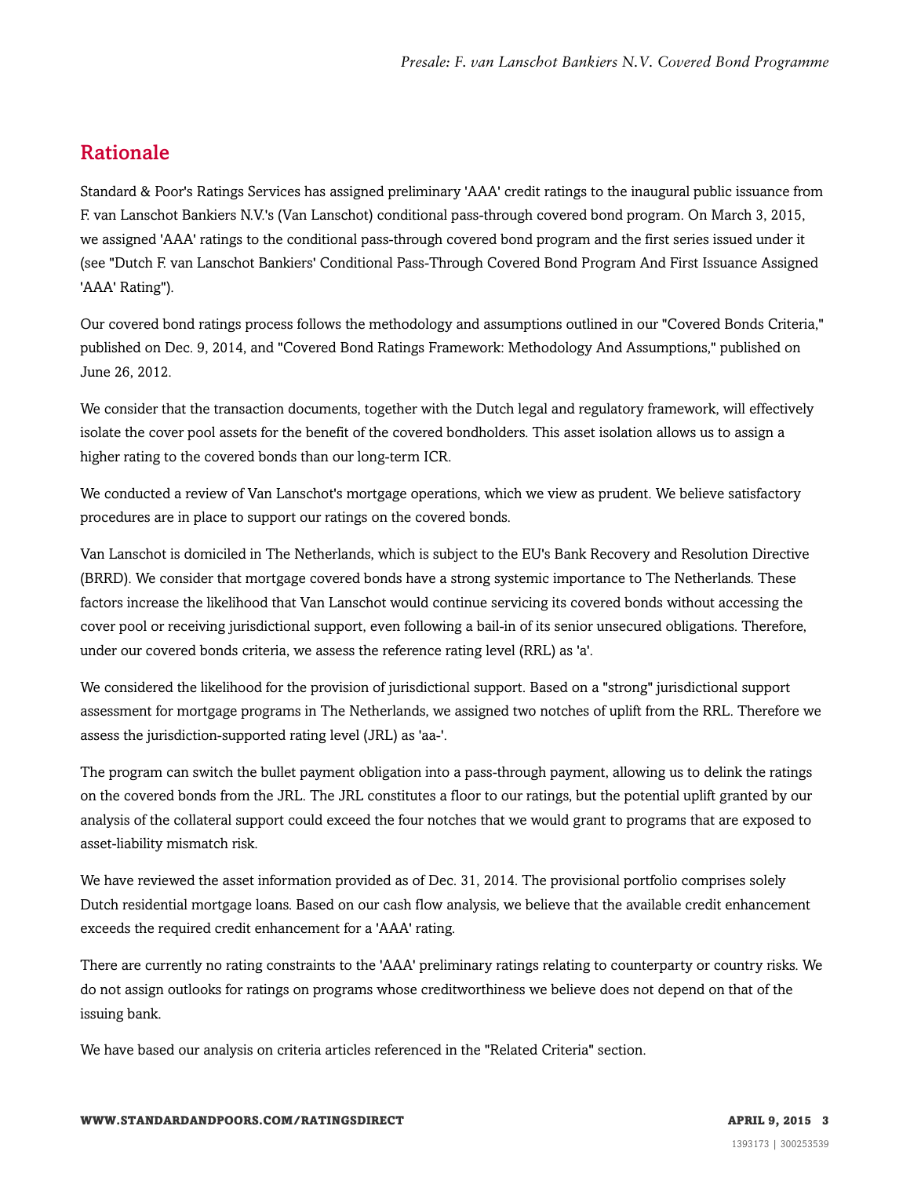## Rationale

Standard & Poor's Ratings Services has assigned preliminary 'AAA' credit ratings to the inaugural public issuance from F. van Lanschot Bankiers N.V.'s (Van Lanschot) conditional pass-through covered bond program. On March 3, 2015, we assigned 'AAA' ratings to the conditional pass-through covered bond program and the first series issued under it (see "Dutch F. van Lanschot Bankiers' Conditional Pass-Through Covered Bond Program And First Issuance Assigned 'AAA' Rating").

Our covered bond ratings process follows the methodology and assumptions outlined in our "Covered Bonds Criteria," published on Dec. 9, 2014, and "Covered Bond Ratings Framework: Methodology And Assumptions," published on June 26, 2012.

We consider that the transaction documents, together with the Dutch legal and regulatory framework, will effectively isolate the cover pool assets for the benefit of the covered bondholders. This asset isolation allows us to assign a higher rating to the covered bonds than our long-term ICR.

We conducted a review of Van Lanschot's mortgage operations, which we view as prudent. We believe satisfactory procedures are in place to support our ratings on the covered bonds.

Van Lanschot is domiciled in The Netherlands, which is subject to the EU's Bank Recovery and Resolution Directive (BRRD). We consider that mortgage covered bonds have a strong systemic importance to The Netherlands. These factors increase the likelihood that Van Lanschot would continue servicing its covered bonds without accessing the cover pool or receiving jurisdictional support, even following a bail-in of its senior unsecured obligations. Therefore, under our covered bonds criteria, we assess the reference rating level (RRL) as 'a'.

We considered the likelihood for the provision of jurisdictional support. Based on a "strong" jurisdictional support assessment for mortgage programs in The Netherlands, we assigned two notches of uplift from the RRL. Therefore we assess the jurisdiction-supported rating level (JRL) as 'aa-'.

The program can switch the bullet payment obligation into a pass-through payment, allowing us to delink the ratings on the covered bonds from the JRL. The JRL constitutes a floor to our ratings, but the potential uplift granted by our analysis of the collateral support could exceed the four notches that we would grant to programs that are exposed to asset-liability mismatch risk.

We have reviewed the asset information provided as of Dec. 31, 2014. The provisional portfolio comprises solely Dutch residential mortgage loans. Based on our cash flow analysis, we believe that the available credit enhancement exceeds the required credit enhancement for a 'AAA' rating.

There are currently no rating constraints to the 'AAA' preliminary ratings relating to counterparty or country risks. We do not assign outlooks for ratings on programs whose creditworthiness we believe does not depend on that of the issuing bank.

We have based our analysis on criteria articles referenced in the "Related Criteria" section.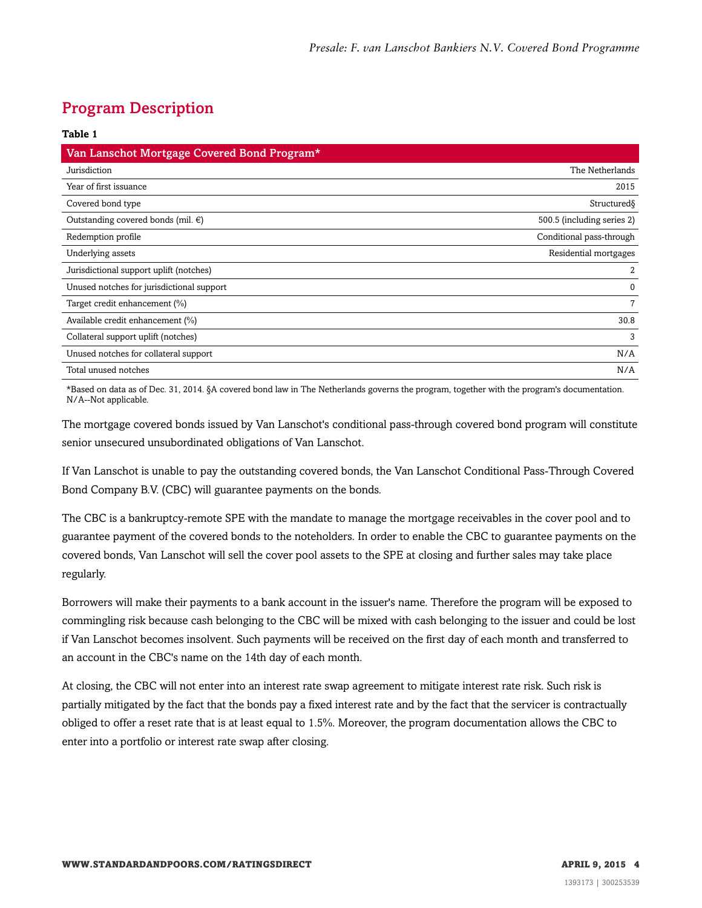## Program Description

**Table 1**

| Van Lanschot Mortgage Covered Bond Program* | |
|---|---|
| Jurisdiction | The Netherlands |
| Year of first issuance | 2015 |
| Covered bond type | Structured§ |
| Outstanding covered bonds (mil. €) | 500.5 (including series 2) |
| Redemption profile | Conditional pass-through |
| Underlying assets | Residential mortgages |
| Jurisdictional support uplift (notches) | 2 |
| Unused notches for jurisdictional support | 0 |
| Target credit enhancement (%) | 7 |
| Available credit enhancement (%) | 30.8 |
| Collateral support uplift (notches) | 3 |
| Unused notches for collateral support | N/A |
| Total unused notches | N/A |

*Based on data as of Dec. 31, 2014. §A covered bond law in The Netherlands governs the program, together with the program's documentation. N/A--Not applicable.

The mortgage covered bonds issued by Van Lanschot's conditional pass-through covered bond program will constitute senior unsecured unsubordinated obligations of Van Lanschot.

If Van Lanschot is unable to pay the outstanding covered bonds, the Van Lanschot Conditional Pass-Through Covered Bond Company B.V. (CBC) will guarantee payments on the bonds.

The CBC is a bankruptcy-remote SPE with the mandate to manage the mortgage receivables in the cover pool and to guarantee payment of the covered bonds to the noteholders. In order to enable the CBC to guarantee payments on the covered bonds, Van Lanschot will sell the cover pool assets to the SPE at closing and further sales may take place regularly.

Borrowers will make their payments to a bank account in the issuer's name. Therefore the program will be exposed to commingling risk because cash belonging to the CBC will be mixed with cash belonging to the issuer and could be lost if Van Lanschot becomes insolvent. Such payments will be received on the first day of each month and transferred to an account in the CBC's name on the 14th day of each month.

At closing, the CBC will not enter into an interest rate swap agreement to mitigate interest rate risk. Such risk is partially mitigated by the fact that the bonds pay a fixed interest rate and by the fact that the servicer is contractually obliged to offer a reset rate that is at least equal to 1.5%. Moreover, the program documentation allows the CBC to enter into a portfolio or interest rate swap after closing.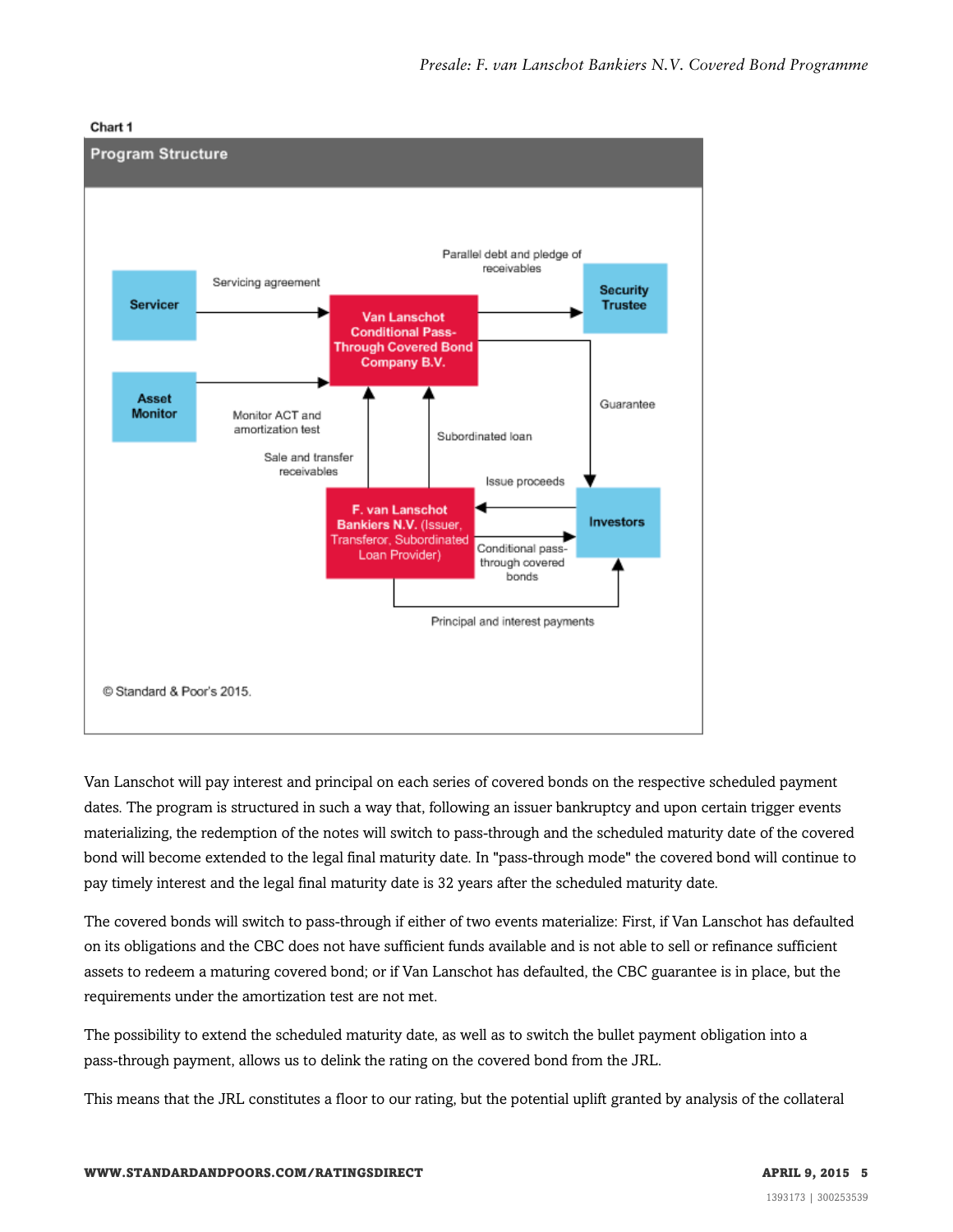Chart 1

**Program Structure**

Servicer — Servicing agreement → Van Lanschot Conditional Pass-Through Covered Bond Company B.V.

Asset Monitor — Monitor ACT and amortization test → Van Lanschot Conditional Pass-Through Covered Bond Company B.V.

Van Lanschot Conditional Pass-Through Covered Bond Company B.V. — Parallel debt and pledge of receivables → Security Trustee

Van Lanschot Conditional Pass-Through Covered Bond Company B.V. — Guarantee → Investors

F. van Lanschot Bankiers N.V. (Issuer, Transferor, Subordinated Loan Provider) — Sale and transfer receivables → Van Lanschot Conditional Pass-Through Covered Bond Company B.V.

F. van Lanschot Bankiers N.V. (Issuer, Transferor, Subordinated Loan Provider) — Subordinated loan → Van Lanschot Conditional Pass-Through Covered Bond Company B.V.

Investors — Issue proceeds → F. van Lanschot Bankiers N.V.

F. van Lanschot Bankiers N.V. — Conditional pass-through covered bonds → Investors

F. van Lanschot Bankiers N.V. — Principal and interest payments → Investors

© Standard & Poor's 2015.

Van Lanschot will pay interest and principal on each series of covered bonds on the respective scheduled payment dates. The program is structured in such a way that, following an issuer bankruptcy and upon certain trigger events materializing, the redemption of the notes will switch to pass-through and the scheduled maturity date of the covered bond will become extended to the legal final maturity date. In "pass-through mode" the covered bond will continue to pay timely interest and the legal final maturity date is 32 years after the scheduled maturity date.

The covered bonds will switch to pass-through if either of two events materialize: First, if Van Lanschot has defaulted on its obligations and the CBC does not have sufficient funds available and is not able to sell or refinance sufficient assets to redeem a maturing covered bond; or if Van Lanschot has defaulted, the CBC guarantee is in place, but the requirements under the amortization test are not met.

The possibility to extend the scheduled maturity date, as well as to switch the bullet payment obligation into a pass-through payment, allows us to delink the rating on the covered bond from the JRL.

This means that the JRL constitutes a floor to our rating, but the potential uplift granted by analysis of the collateral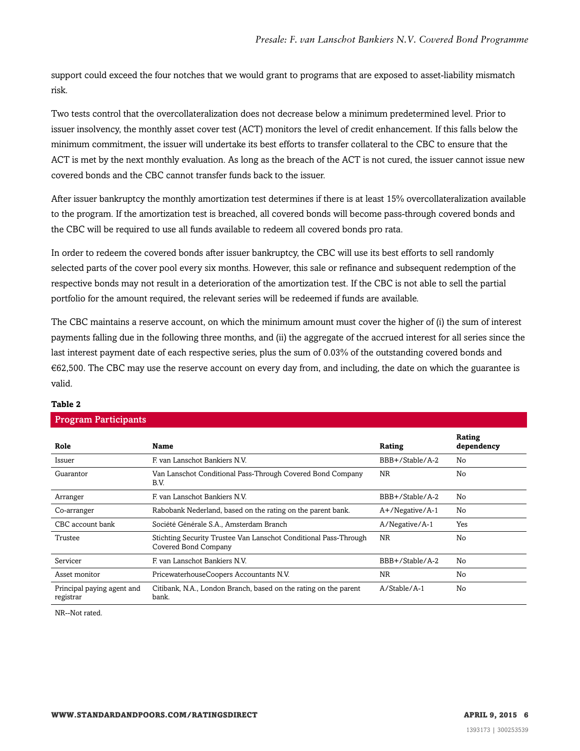support could exceed the four notches that we would grant to programs that are exposed to asset-liability mismatch risk.

Two tests control that the overcollateralization does not decrease below a minimum predetermined level. Prior to issuer insolvency, the monthly asset cover test (ACT) monitors the level of credit enhancement. If this falls below the minimum commitment, the issuer will undertake its best efforts to transfer collateral to the CBC to ensure that the ACT is met by the next monthly evaluation. As long as the breach of the ACT is not cured, the issuer cannot issue new covered bonds and the CBC cannot transfer funds back to the issuer.

After issuer bankruptcy the monthly amortization test determines if there is at least 15% overcollateralization available to the program. If the amortization test is breached, all covered bonds will become pass-through covered bonds and the CBC will be required to use all funds available to redeem all covered bonds pro rata.

In order to redeem the covered bonds after issuer bankruptcy, the CBC will use its best efforts to sell randomly selected parts of the cover pool every six months. However, this sale or refinance and subsequent redemption of the respective bonds may not result in a deterioration of the amortization test. If the CBC is not able to sell the partial portfolio for the amount required, the relevant series will be redeemed if funds are available.

The CBC maintains a reserve account, on which the minimum amount must cover the higher of (i) the sum of interest payments falling due in the following three months, and (ii) the aggregate of the accrued interest for all series since the last interest payment date of each respective series, plus the sum of 0.03% of the outstanding covered bonds and €62,500. The CBC may use the reserve account on every day from, and including, the date on which the guarantee is valid.

**Table 2**

**Program Participants**

| Role | Name | Rating | Rating dependency |
|---|---|---|---|
| Issuer | F. van Lanschot Bankiers N.V. | BBB+/Stable/A-2 | No |
| Guarantor | Van Lanschot Conditional Pass-Through Covered Bond Company B.V. | NR | No |
| Arranger | F. van Lanschot Bankiers N.V. | BBB+/Stable/A-2 | No |
| Co-arranger | Rabobank Nederland, based on the rating on the parent bank. | A+/Negative/A-1 | No |
| CBC account bank | Société Générale S.A., Amsterdam Branch | A/Negative/A-1 | Yes |
| Trustee | Stichting Security Trustee Van Lanschot Conditional Pass-Through Covered Bond Company | NR | No |
| Servicer | F. van Lanschot Bankiers N.V. | BBB+/Stable/A-2 | No |
| Asset monitor | PricewaterhouseCoopers Accountants N.V. | NR | No |
| Principal paying agent and registrar | Citibank, N.A., London Branch, based on the rating on the parent bank. | A/Stable/A-1 | No |

NR--Not rated.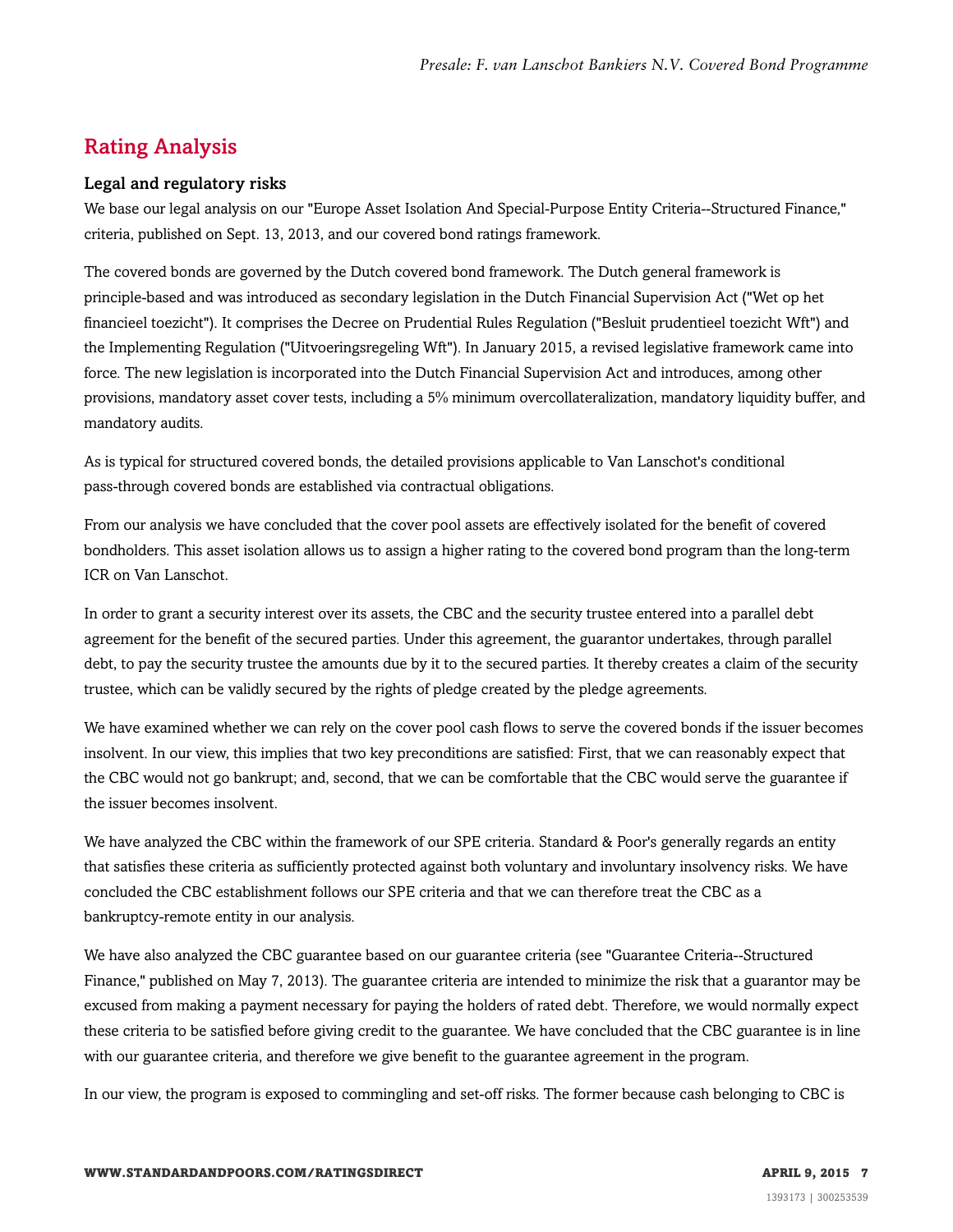## Rating Analysis

### Legal and regulatory risks

We base our legal analysis on our "Europe Asset Isolation And Special-Purpose Entity Criteria--Structured Finance," criteria, published on Sept. 13, 2013, and our covered bond ratings framework.

The covered bonds are governed by the Dutch covered bond framework. The Dutch general framework is principle-based and was introduced as secondary legislation in the Dutch Financial Supervision Act ("Wet op het financieel toezicht"). It comprises the Decree on Prudential Rules Regulation ("Besluit prudentieel toezicht Wft") and the Implementing Regulation ("Uitvoeringsregeling Wft"). In January 2015, a revised legislative framework came into force. The new legislation is incorporated into the Dutch Financial Supervision Act and introduces, among other provisions, mandatory asset cover tests, including a 5% minimum overcollateralization, mandatory liquidity buffer, and mandatory audits.

As is typical for structured covered bonds, the detailed provisions applicable to Van Lanschot's conditional pass-through covered bonds are established via contractual obligations.

From our analysis we have concluded that the cover pool assets are effectively isolated for the benefit of covered bondholders. This asset isolation allows us to assign a higher rating to the covered bond program than the long-term ICR on Van Lanschot.

In order to grant a security interest over its assets, the CBC and the security trustee entered into a parallel debt agreement for the benefit of the secured parties. Under this agreement, the guarantor undertakes, through parallel debt, to pay the security trustee the amounts due by it to the secured parties. It thereby creates a claim of the security trustee, which can be validly secured by the rights of pledge created by the pledge agreements.

We have examined whether we can rely on the cover pool cash flows to serve the covered bonds if the issuer becomes insolvent. In our view, this implies that two key preconditions are satisfied: First, that we can reasonably expect that the CBC would not go bankrupt; and, second, that we can be comfortable that the CBC would serve the guarantee if the issuer becomes insolvent.

We have analyzed the CBC within the framework of our SPE criteria. Standard & Poor's generally regards an entity that satisfies these criteria as sufficiently protected against both voluntary and involuntary insolvency risks. We have concluded the CBC establishment follows our SPE criteria and that we can therefore treat the CBC as a bankruptcy-remote entity in our analysis.

We have also analyzed the CBC guarantee based on our guarantee criteria (see "Guarantee Criteria--Structured Finance," published on May 7, 2013). The guarantee criteria are intended to minimize the risk that a guarantor may be excused from making a payment necessary for paying the holders of rated debt. Therefore, we would normally expect these criteria to be satisfied before giving credit to the guarantee. We have concluded that the CBC guarantee is in line with our guarantee criteria, and therefore we give benefit to the guarantee agreement in the program.

In our view, the program is exposed to commingling and set-off risks. The former because cash belonging to CBC is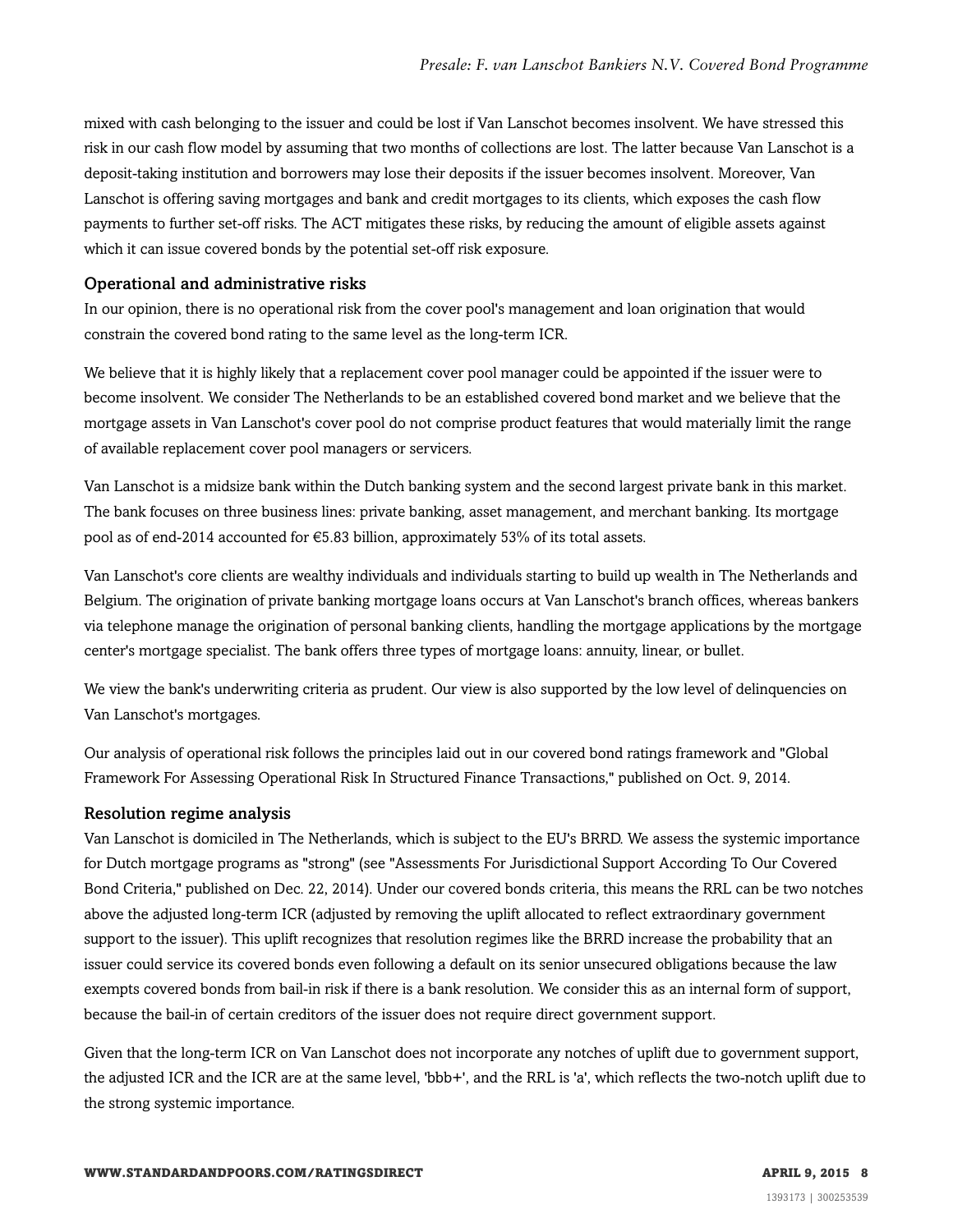mixed with cash belonging to the issuer and could be lost if Van Lanschot becomes insolvent. We have stressed this risk in our cash flow model by assuming that two months of collections are lost. The latter because Van Lanschot is a deposit-taking institution and borrowers may lose their deposits if the issuer becomes insolvent. Moreover, Van Lanschot is offering saving mortgages and bank and credit mortgages to its clients, which exposes the cash flow payments to further set-off risks. The ACT mitigates these risks, by reducing the amount of eligible assets against which it can issue covered bonds by the potential set-off risk exposure.

### Operational and administrative risks

In our opinion, there is no operational risk from the cover pool's management and loan origination that would constrain the covered bond rating to the same level as the long-term ICR.

We believe that it is highly likely that a replacement cover pool manager could be appointed if the issuer were to become insolvent. We consider The Netherlands to be an established covered bond market and we believe that the mortgage assets in Van Lanschot's cover pool do not comprise product features that would materially limit the range of available replacement cover pool managers or servicers.

Van Lanschot is a midsize bank within the Dutch banking system and the second largest private bank in this market. The bank focuses on three business lines: private banking, asset management, and merchant banking. Its mortgage pool as of end-2014 accounted for €5.83 billion, approximately 53% of its total assets.

Van Lanschot's core clients are wealthy individuals and individuals starting to build up wealth in The Netherlands and Belgium. The origination of private banking mortgage loans occurs at Van Lanschot's branch offices, whereas bankers via telephone manage the origination of personal banking clients, handling the mortgage applications by the mortgage center's mortgage specialist. The bank offers three types of mortgage loans: annuity, linear, or bullet.

We view the bank's underwriting criteria as prudent. Our view is also supported by the low level of delinquencies on Van Lanschot's mortgages.

Our analysis of operational risk follows the principles laid out in our covered bond ratings framework and "Global Framework For Assessing Operational Risk In Structured Finance Transactions," published on Oct. 9, 2014.

### Resolution regime analysis

Van Lanschot is domiciled in The Netherlands, which is subject to the EU's BRRD. We assess the systemic importance for Dutch mortgage programs as "strong" (see "Assessments For Jurisdictional Support According To Our Covered Bond Criteria," published on Dec. 22, 2014). Under our covered bonds criteria, this means the RRL can be two notches above the adjusted long-term ICR (adjusted by removing the uplift allocated to reflect extraordinary government support to the issuer). This uplift recognizes that resolution regimes like the BRRD increase the probability that an issuer could service its covered bonds even following a default on its senior unsecured obligations because the law exempts covered bonds from bail-in risk if there is a bank resolution. We consider this as an internal form of support, because the bail-in of certain creditors of the issuer does not require direct government support.

Given that the long-term ICR on Van Lanschot does not incorporate any notches of uplift due to government support, the adjusted ICR and the ICR are at the same level, 'bbb+', and the RRL is 'a', which reflects the two-notch uplift due to the strong systemic importance.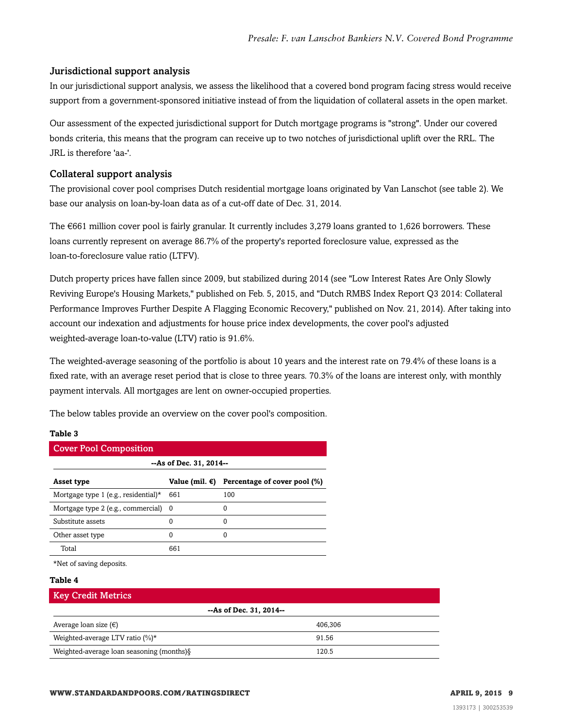### Jurisdictional support analysis

In our jurisdictional support analysis, we assess the likelihood that a covered bond program facing stress would receive support from a government-sponsored initiative instead of from the liquidation of collateral assets in the open market.

Our assessment of the expected jurisdictional support for Dutch mortgage programs is "strong". Under our covered bonds criteria, this means that the program can receive up to two notches of jurisdictional uplift over the RRL. The JRL is therefore 'aa-'.

### Collateral support analysis

The provisional cover pool comprises Dutch residential mortgage loans originated by Van Lanschot (see table 2). We base our analysis on loan-by-loan data as of a cut-off date of Dec. 31, 2014.

The €661 million cover pool is fairly granular. It currently includes 3,279 loans granted to 1,626 borrowers. These loans currently represent on average 86.7% of the property's reported foreclosure value, expressed as the loan-to-foreclosure value ratio (LTFV).

Dutch property prices have fallen since 2009, but stabilized during 2014 (see "Low Interest Rates Are Only Slowly Reviving Europe's Housing Markets," published on Feb. 5, 2015, and "Dutch RMBS Index Report Q3 2014: Collateral Performance Improves Further Despite A Flagging Economic Recovery," published on Nov. 21, 2014). After taking into account our indexation and adjustments for house price index developments, the cover pool's adjusted weighted-average loan-to-value (LTV) ratio is 91.6%.

The weighted-average seasoning of the portfolio is about 10 years and the interest rate on 79.4% of these loans is a fixed rate, with an average reset period that is close to three years. 70.3% of the loans are interest only, with monthly payment intervals. All mortgages are lent on owner-occupied properties.

The below tables provide an overview on the cover pool's composition.

**Table 3**

**Cover Pool Composition**

| --As of Dec. 31, 2014-- | | |
|---|---|---|
| **Asset type** | **Value (mil. €)** | **Percentage of cover pool (%)** |
| Mortgage type 1 (e.g., residential)* | 661 | 100 |
| Mortgage type 2 (e.g., commercial) | 0 | 0 |
| Substitute assets | 0 | 0 |
| Other asset type | 0 | 0 |
| Total | 661 | |

*Net of saving deposits.

**Table 4**

**Key Credit Metrics**

| --As of Dec. 31, 2014-- | |
|---|---|
| Average loan size (€) | 406,306 |
| Weighted-average LTV ratio (%)* | 91.56 |
| Weighted-average loan seasoning (months)§ | 120.5 |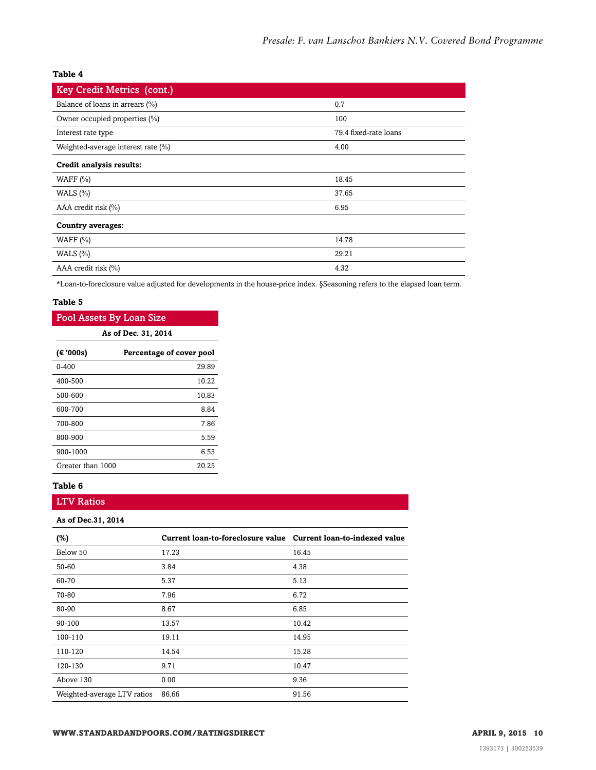**Table 4**

| Key Credit Metrics (cont.) | |
|---|---|
| Balance of loans in arrears (%) | 0.7 |
| Owner occupied properties (%) | 100 |
| Interest rate type | 79.4 fixed-rate loans |
| Weighted-average interest rate (%) | 4.00 |
| **Credit analysis results:** | |
| WAFF (%) | 18.45 |
| WALS (%) | 37.65 |
| AAA credit risk (%) | 6.95 |
| **Country averages:** | |
| WAFF (%) | 14.78 |
| WALS (%) | 29.21 |
| AAA credit risk (%) | 4.32 |

*Loan-to-foreclosure value adjusted for developments in the house-price index. §Seasoning refers to the elapsed loan term.

**Table 5**

| Pool Assets By Loan Size | |
|---|---|
| As of Dec. 31, 2014 | |
| **(€ '000s)** | **Percentage of cover pool** |
| 0-400 | 29.89 |
| 400-500 | 10.22 |
| 500-600 | 10.83 |
| 600-700 | 8.84 |
| 700-800 | 7.86 |
| 800-900 | 5.59 |
| 900-1000 | 6.53 |
| Greater than 1000 | 20.25 |

**Table 6**

| LTV Ratios | | |
|---|---|---|
| **As of Dec.31, 2014** | | |
| **(%)** | **Current loan-to-foreclosure value** | **Current loan-to-indexed value** |
| Below 50 | 17.23 | 16.45 |
| 50-60 | 3.84 | 4.38 |
| 60-70 | 5.37 | 5.13 |
| 70-80 | 7.96 | 6.72 |
| 80-90 | 8.67 | 6.85 |
| 90-100 | 13.57 | 10.42 |
| 100-110 | 19.11 | 14.95 |
| 110-120 | 14.54 | 15.28 |
| 120-130 | 9.71 | 10.47 |
| Above 130 | 0.00 | 9.36 |
| Weighted-average LTV ratios | 86.66 | 91.56 |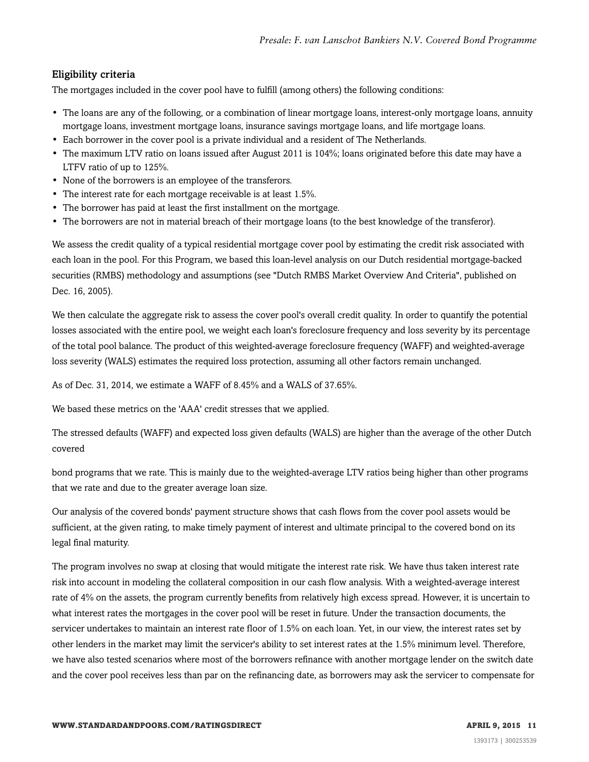### Eligibility criteria

The mortgages included in the cover pool have to fulfill (among others) the following conditions:

- The loans are any of the following, or a combination of linear mortgage loans, interest-only mortgage loans, annuity mortgage loans, investment mortgage loans, insurance savings mortgage loans, and life mortgage loans.
- Each borrower in the cover pool is a private individual and a resident of The Netherlands.
- The maximum LTV ratio on loans issued after August 2011 is 104%; loans originated before this date may have a LTFV ratio of up to 125%.
- None of the borrowers is an employee of the transferors.
- The interest rate for each mortgage receivable is at least 1.5%.
- The borrower has paid at least the first installment on the mortgage.
- The borrowers are not in material breach of their mortgage loans (to the best knowledge of the transferor).

We assess the credit quality of a typical residential mortgage cover pool by estimating the credit risk associated with each loan in the pool. For this Program, we based this loan-level analysis on our Dutch residential mortgage-backed securities (RMBS) methodology and assumptions (see "Dutch RMBS Market Overview And Criteria", published on Dec. 16, 2005).

We then calculate the aggregate risk to assess the cover pool's overall credit quality. In order to quantify the potential losses associated with the entire pool, we weight each loan's foreclosure frequency and loss severity by its percentage of the total pool balance. The product of this weighted-average foreclosure frequency (WAFF) and weighted-average loss severity (WALS) estimates the required loss protection, assuming all other factors remain unchanged.

As of Dec. 31, 2014, we estimate a WAFF of 8.45% and a WALS of 37.65%.

We based these metrics on the 'AAA' credit stresses that we applied.

The stressed defaults (WAFF) and expected loss given defaults (WALS) are higher than the average of the other Dutch covered bond programs that we rate. This is mainly due to the weighted-average LTV ratios being higher than other programs that we rate and due to the greater average loan size.

Our analysis of the covered bonds' payment structure shows that cash flows from the cover pool assets would be sufficient, at the given rating, to make timely payment of interest and ultimate principal to the covered bond on its legal final maturity.

The program involves no swap at closing that would mitigate the interest rate risk. We have thus taken interest rate risk into account in modeling the collateral composition in our cash flow analysis. With a weighted-average interest rate of 4% on the assets, the program currently benefits from relatively high excess spread. However, it is uncertain to what interest rates the mortgages in the cover pool will be reset in future. Under the transaction documents, the servicer undertakes to maintain an interest rate floor of 1.5% on each loan. Yet, in our view, the interest rates set by other lenders in the market may limit the servicer's ability to set interest rates at the 1.5% minimum level. Therefore, we have also tested scenarios where most of the borrowers refinance with another mortgage lender on the switch date and the cover pool receives less than par on the refinancing date, as borrowers may ask the servicer to compensate for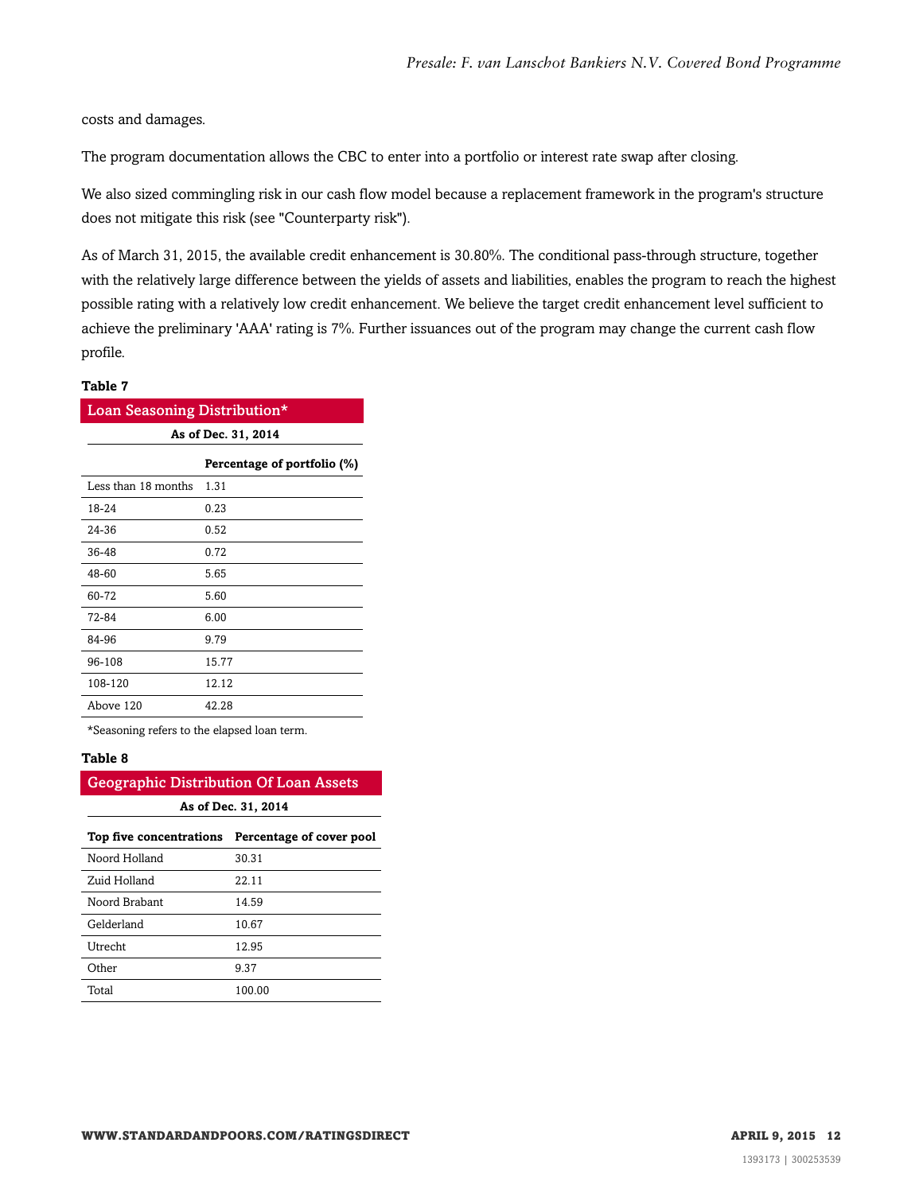costs and damages.

The program documentation allows the CBC to enter into a portfolio or interest rate swap after closing.

We also sized commingling risk in our cash flow model because a replacement framework in the program's structure does not mitigate this risk (see "Counterparty risk").

As of March 31, 2015, the available credit enhancement is 30.80%. The conditional pass-through structure, together with the relatively large difference between the yields of assets and liabilities, enables the program to reach the highest possible rating with a relatively low credit enhancement. We believe the target credit enhancement level sufficient to achieve the preliminary 'AAA' rating is 7%. Further issuances out of the program may change the current cash flow profile.

**Table 7**

**Loan Seasoning Distribution***

**As of Dec. 31, 2014**

| | Percentage of portfolio (%) |
|---|---|
| Less than 18 months | 1.31 |
| 18-24 | 0.23 |
| 24-36 | 0.52 |
| 36-48 | 0.72 |
| 48-60 | 5.65 |
| 60-72 | 5.60 |
| 72-84 | 6.00 |
| 84-96 | 9.79 |
| 96-108 | 15.77 |
| 108-120 | 12.12 |
| Above 120 | 42.28 |

*Seasoning refers to the elapsed loan term.

**Table 8**

**Geographic Distribution Of Loan Assets**

**As of Dec. 31, 2014**

| Top five concentrations | Percentage of cover pool |
|---|---|
| Noord Holland | 30.31 |
| Zuid Holland | 22.11 |
| Noord Brabant | 14.59 |
| Gelderland | 10.67 |
| Utrecht | 12.95 |
| Other | 9.37 |
| Total | 100.00 |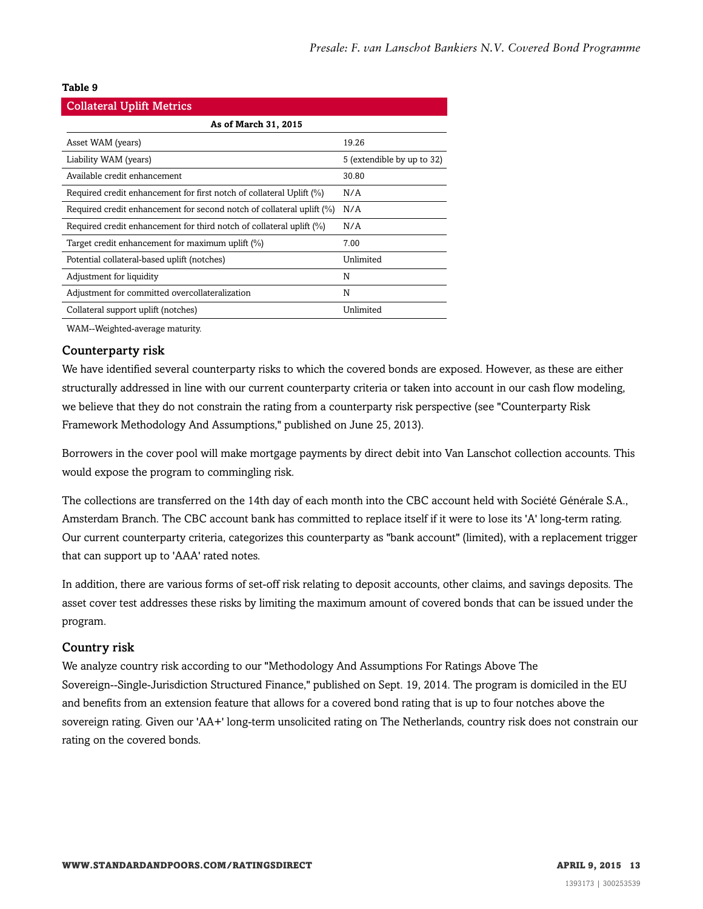**Table 9**

| Collateral Uplift Metrics | |
|---|---|
| **As of March 31, 2015** | |
| Asset WAM (years) | 19.26 |
| Liability WAM (years) | 5 (extendible by up to 32) |
| Available credit enhancement | 30.80 |
| Required credit enhancement for first notch of collateral Uplift (%) | N/A |
| Required credit enhancement for second notch of collateral uplift (%) | N/A |
| Required credit enhancement for third notch of collateral uplift (%) | N/A |
| Target credit enhancement for maximum uplift (%) | 7.00 |
| Potential collateral-based uplift (notches) | Unlimited |
| Adjustment for liquidity | N |
| Adjustment for committed overcollateralization | N |
| Collateral support uplift (notches) | Unlimited |

WAM--Weighted-average maturity.

### Counterparty risk

We have identified several counterparty risks to which the covered bonds are exposed. However, as these are either structurally addressed in line with our current counterparty criteria or taken into account in our cash flow modeling, we believe that they do not constrain the rating from a counterparty risk perspective (see "Counterparty Risk Framework Methodology And Assumptions," published on June 25, 2013).

Borrowers in the cover pool will make mortgage payments by direct debit into Van Lanschot collection accounts. This would expose the program to commingling risk.

The collections are transferred on the 14th day of each month into the CBC account held with Société Générale S.A., Amsterdam Branch. The CBC account bank has committed to replace itself if it were to lose its 'A' long-term rating. Our current counterparty criteria, categorizes this counterparty as "bank account" (limited), with a replacement trigger that can support up to 'AAA' rated notes.

In addition, there are various forms of set-off risk relating to deposit accounts, other claims, and savings deposits. The asset cover test addresses these risks by limiting the maximum amount of covered bonds that can be issued under the program.

### Country risk

We analyze country risk according to our "Methodology And Assumptions For Ratings Above The Sovereign--Single-Jurisdiction Structured Finance," published on Sept. 19, 2014. The program is domiciled in the EU and benefits from an extension feature that allows for a covered bond rating that is up to four notches above the sovereign rating. Given our 'AA+' long-term unsolicited rating on The Netherlands, country risk does not constrain our rating on the covered bonds.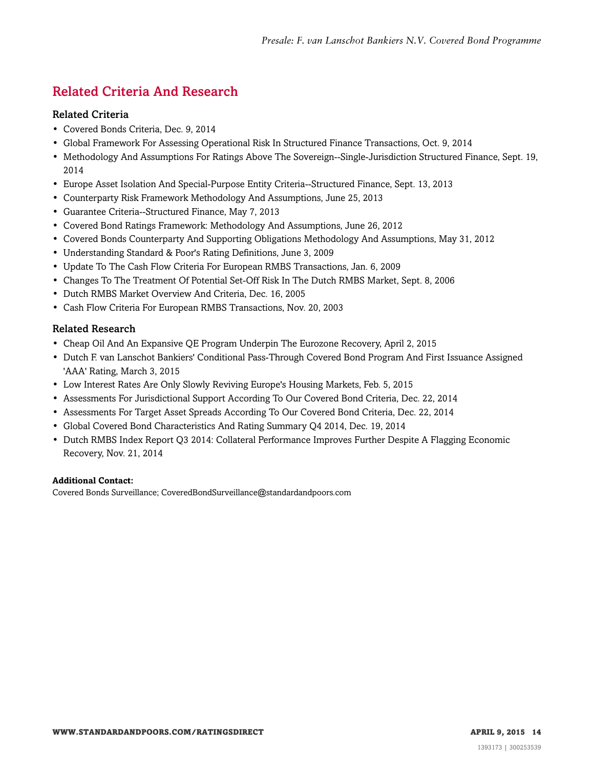## Related Criteria And Research

### Related Criteria

- Covered Bonds Criteria, Dec. 9, 2014
- Global Framework For Assessing Operational Risk In Structured Finance Transactions, Oct. 9, 2014
- Methodology And Assumptions For Ratings Above The Sovereign--Single-Jurisdiction Structured Finance, Sept. 19, 2014
- Europe Asset Isolation And Special-Purpose Entity Criteria--Structured Finance, Sept. 13, 2013
- Counterparty Risk Framework Methodology And Assumptions, June 25, 2013
- Guarantee Criteria--Structured Finance, May 7, 2013
- Covered Bond Ratings Framework: Methodology And Assumptions, June 26, 2012
- Covered Bonds Counterparty And Supporting Obligations Methodology And Assumptions, May 31, 2012
- Understanding Standard & Poor's Rating Definitions, June 3, 2009
- Update To The Cash Flow Criteria For European RMBS Transactions, Jan. 6, 2009
- Changes To The Treatment Of Potential Set-Off Risk In The Dutch RMBS Market, Sept. 8, 2006
- Dutch RMBS Market Overview And Criteria, Dec. 16, 2005
- Cash Flow Criteria For European RMBS Transactions, Nov. 20, 2003

### Related Research

- Cheap Oil And An Expansive QE Program Underpin The Eurozone Recovery, April 2, 2015
- Dutch F. van Lanschot Bankiers' Conditional Pass-Through Covered Bond Program And First Issuance Assigned 'AAA' Rating, March 3, 2015
- Low Interest Rates Are Only Slowly Reviving Europe's Housing Markets, Feb. 5, 2015
- Assessments For Jurisdictional Support According To Our Covered Bond Criteria, Dec. 22, 2014
- Assessments For Target Asset Spreads According To Our Covered Bond Criteria, Dec. 22, 2014
- Global Covered Bond Characteristics And Rating Summary Q4 2014, Dec. 19, 2014
- Dutch RMBS Index Report Q3 2014: Collateral Performance Improves Further Despite A Flagging Economic Recovery, Nov. 21, 2014

**Additional Contact:**
Covered Bonds Surveillance; CoveredBondSurveillance@standardandpoors.com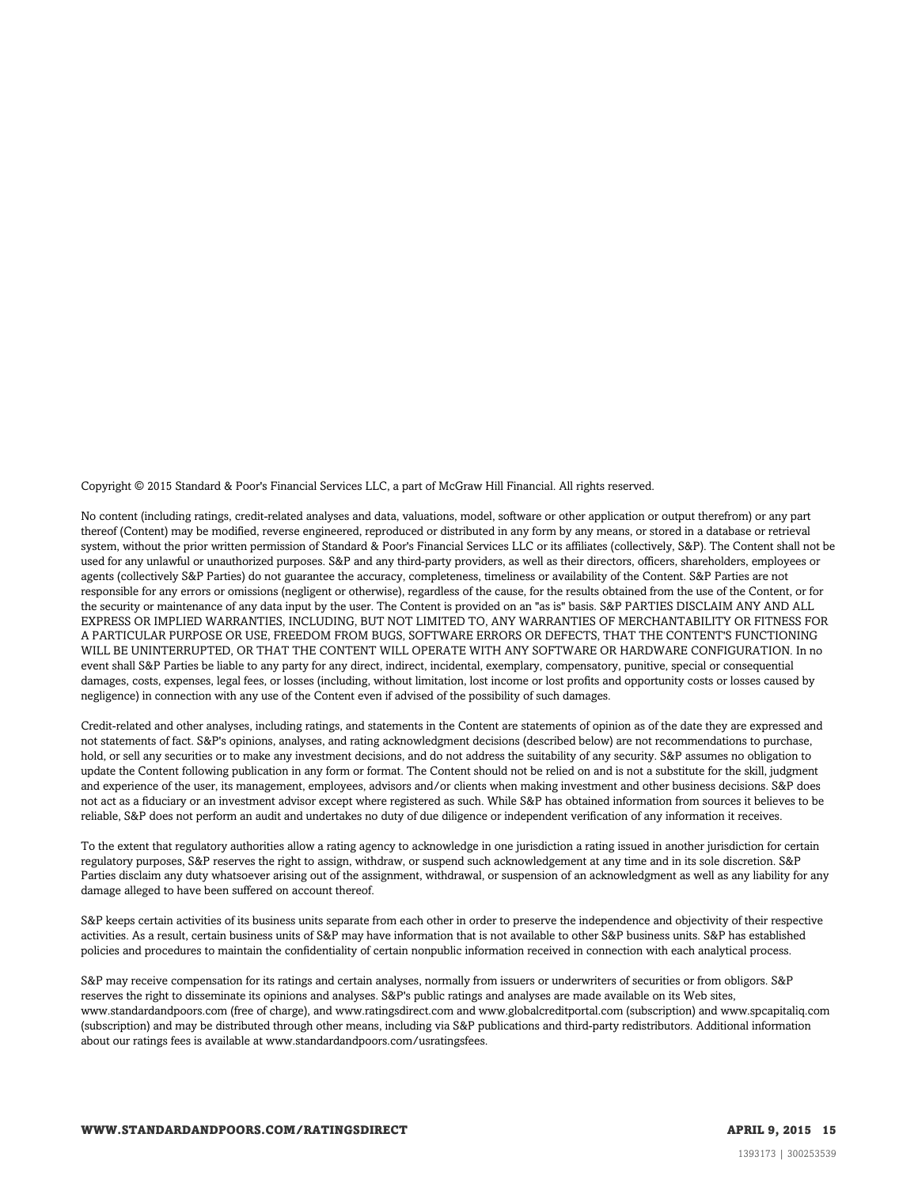Copyright © 2015 Standard & Poor's Financial Services LLC, a part of McGraw Hill Financial. All rights reserved.

No content (including ratings, credit-related analyses and data, valuations, model, software or other application or output therefrom) or any part thereof (Content) may be modified, reverse engineered, reproduced or distributed in any form by any means, or stored in a database or retrieval system, without the prior written permission of Standard & Poor's Financial Services LLC or its affiliates (collectively, S&P). The Content shall not be used for any unlawful or unauthorized purposes. S&P and any third-party providers, as well as their directors, officers, shareholders, employees or agents (collectively S&P Parties) do not guarantee the accuracy, completeness, timeliness or availability of the Content. S&P Parties are not responsible for any errors or omissions (negligent or otherwise), regardless of the cause, for the results obtained from the use of the Content, or for the security or maintenance of any data input by the user. The Content is provided on an "as is" basis. S&P PARTIES DISCLAIM ANY AND ALL EXPRESS OR IMPLIED WARRANTIES, INCLUDING, BUT NOT LIMITED TO, ANY WARRANTIES OF MERCHANTABILITY OR FITNESS FOR A PARTICULAR PURPOSE OR USE, FREEDOM FROM BUGS, SOFTWARE ERRORS OR DEFECTS, THAT THE CONTENT'S FUNCTIONING WILL BE UNINTERRUPTED, OR THAT THE CONTENT WILL OPERATE WITH ANY SOFTWARE OR HARDWARE CONFIGURATION. In no event shall S&P Parties be liable to any party for any direct, indirect, incidental, exemplary, compensatory, punitive, special or consequential damages, costs, expenses, legal fees, or losses (including, without limitation, lost income or lost profits and opportunity costs or losses caused by negligence) in connection with any use of the Content even if advised of the possibility of such damages.

Credit-related and other analyses, including ratings, and statements in the Content are statements of opinion as of the date they are expressed and not statements of fact. S&P's opinions, analyses, and rating acknowledgment decisions (described below) are not recommendations to purchase, hold, or sell any securities or to make any investment decisions, and do not address the suitability of any security. S&P assumes no obligation to update the Content following publication in any form or format. The Content should not be relied on and is not a substitute for the skill, judgment and experience of the user, its management, employees, advisors and/or clients when making investment and other business decisions. S&P does not act as a fiduciary or an investment advisor except where registered as such. While S&P has obtained information from sources it believes to be reliable, S&P does not perform an audit and undertakes no duty of due diligence or independent verification of any information it receives.

To the extent that regulatory authorities allow a rating agency to acknowledge in one jurisdiction a rating issued in another jurisdiction for certain regulatory purposes, S&P reserves the right to assign, withdraw, or suspend such acknowledgement at any time and in its sole discretion. S&P Parties disclaim any duty whatsoever arising out of the assignment, withdrawal, or suspension of an acknowledgment as well as any liability for any damage alleged to have been suffered on account thereof.

S&P keeps certain activities of its business units separate from each other in order to preserve the independence and objectivity of their respective activities. As a result, certain business units of S&P may have information that is not available to other S&P business units. S&P has established policies and procedures to maintain the confidentiality of certain nonpublic information received in connection with each analytical process.

S&P may receive compensation for its ratings and certain analyses, normally from issuers or underwriters of securities or from obligors. S&P reserves the right to disseminate its opinions and analyses. S&P's public ratings and analyses are made available on its Web sites, www.standardandpoors.com (free of charge), and www.ratingsdirect.com and www.globalcreditportal.com (subscription) and www.spcapitaliq.com (subscription) and may be distributed through other means, including via S&P publications and third-party redistributors. Additional information about our ratings fees is available at www.standardandpoors.com/usratingsfees.